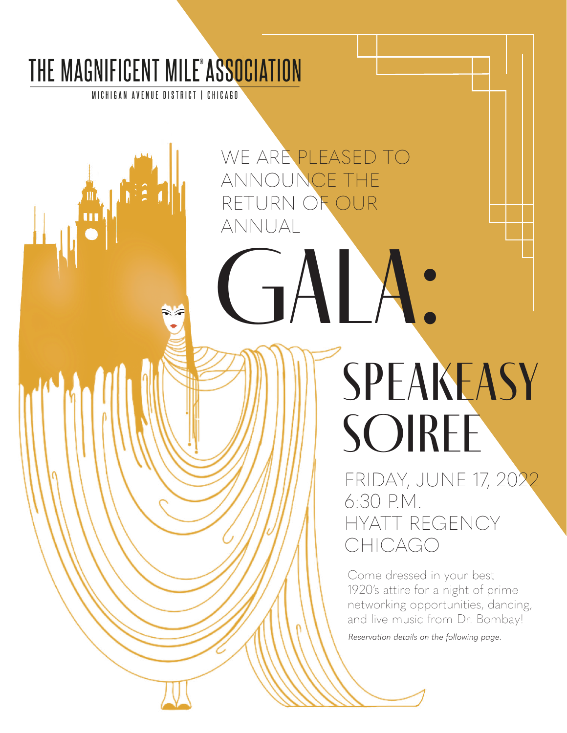THE MAGNIFICENT MILE® ASSOCIATION

MICHIGAN AVENUE DISTRICT | CHICAGO

WE ARE PLEASED TO ANNOUNCE THE RETURN OF OUR ANNUAL

# GALA:

# SPEAKEASY SOIREE

FRIDAY, JUNE 17, 2022
6:30 P.M.
HYATT REGENCY CHICAGO

Come dressed in your best 1920's attire for a night of prime networking opportunities, dancing, and live music from Dr. Bombay!

*Reservation details on the following page.*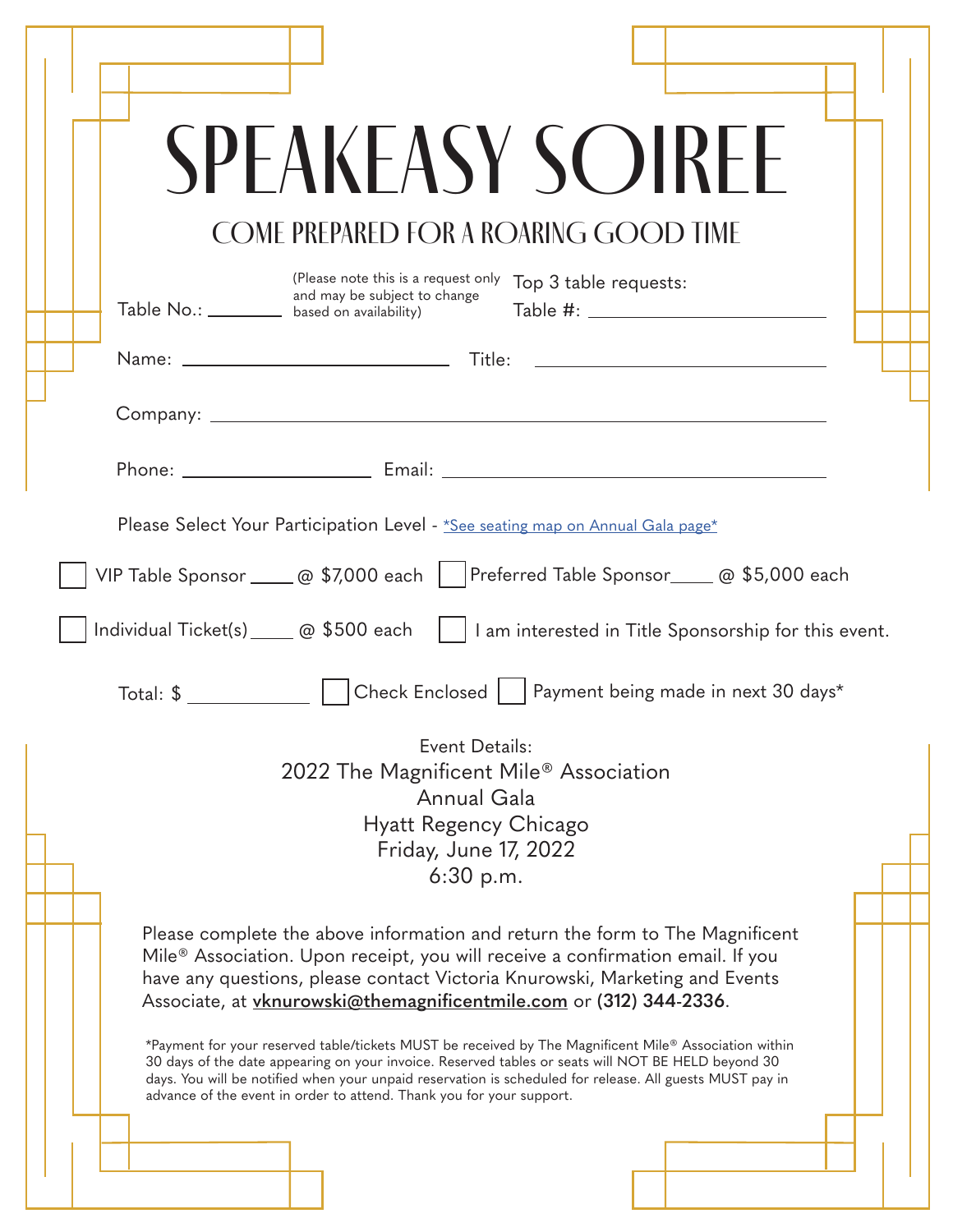# SPEAKEASY SOIREE

## COME PREPARED FOR A ROARING GOOD TIME

Table No.: ________ (Please note this is a request only and may be subject to change based on availability)

Top 3 table requests:
Table #: ____________________

Name: ____________________ Title: ____________________

Company: ____________________

Phone: ____________________ Email: ____________________

Please Select Your Participation Level - *See seating map on Annual Gala page*

☐ VIP Table Sponsor ____ @ $7,000 each ☐ Preferred Table Sponsor____ @ $5,000 each

☐ Individual Ticket(s) ____ @ $500 each ☐ I am interested in Title Sponsorship for this event.

Total: $ __________ ☐ Check Enclosed ☐ Payment being made in next 30 days*

Event Details:
2022 The Magnificent Mile® Association
Annual Gala
Hyatt Regency Chicago
Friday, June 17, 2022
6:30 p.m.

Please complete the above information and return the form to The Magnificent Mile® Association. Upon receipt, you will receive a confirmation email. If you have any questions, please contact Victoria Knurowski, Marketing and Events Associate, at **vknurowski@themagnificentmile.com** or **(312) 344-2336**.

*Payment for your reserved table/tickets MUST be received by The Magnificent Mile® Association within 30 days of the date appearing on your invoice. Reserved tables or seats will NOT BE HELD beyond 30 days. You will be notified when your unpaid reservation is scheduled for release. All guests MUST pay in advance of the event in order to attend. Thank you for your support.